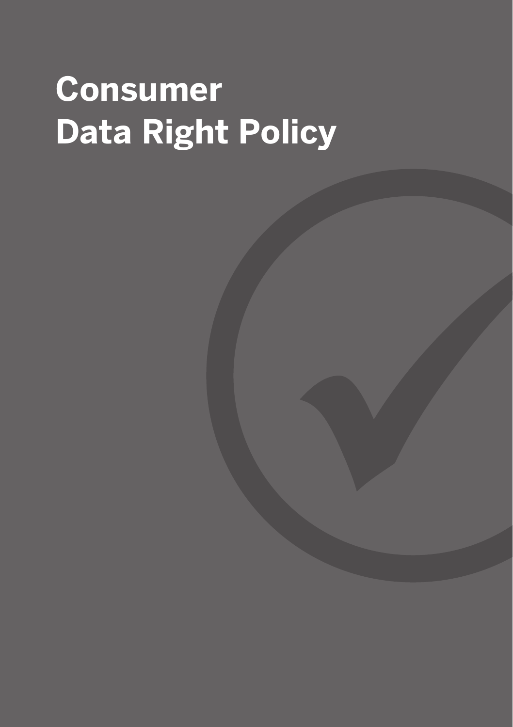# Consumer Data Right Policy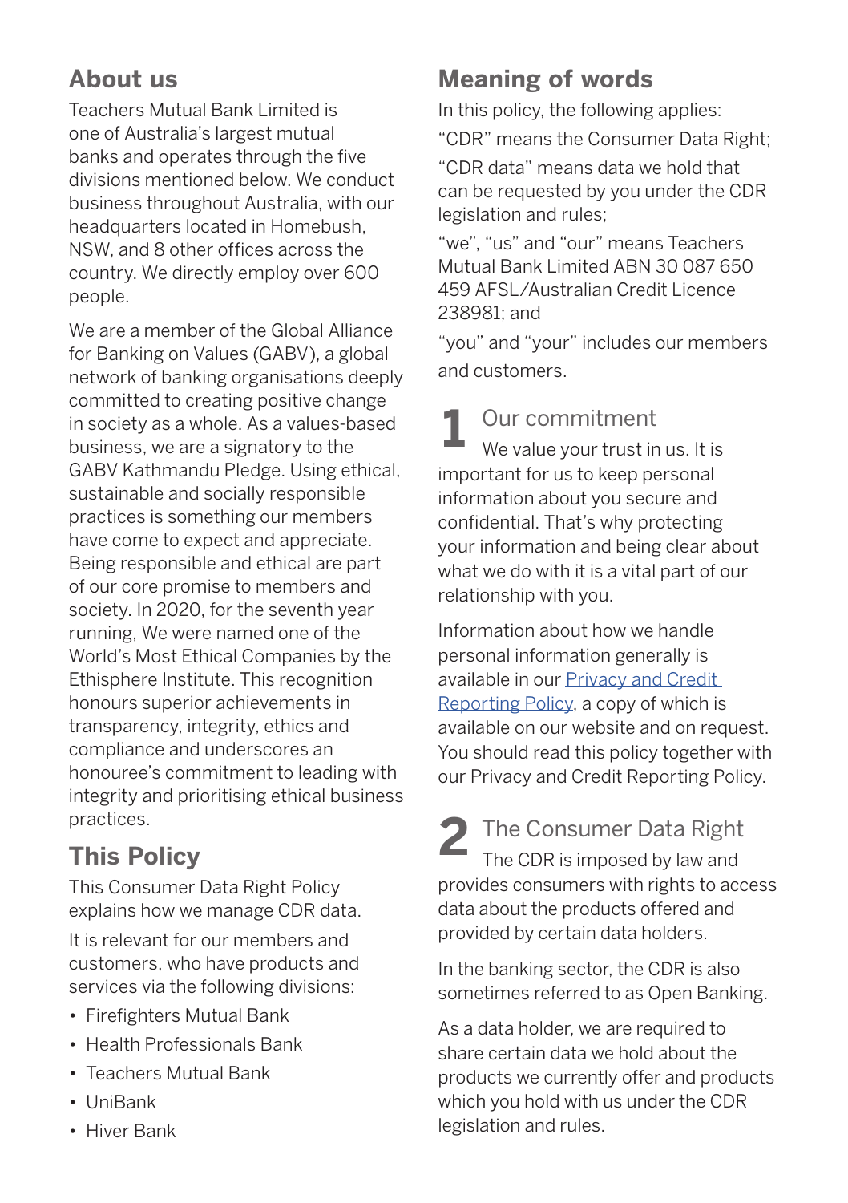## About us

Teachers Mutual Bank Limited is one of Australia's largest mutual banks and operates through the five divisions mentioned below. We conduct business throughout Australia, with our headquarters located in Homebush, NSW, and 8 other offices across the country. We directly employ over 600 people.

We are a member of the Global Alliance for Banking on Values (GABV), a global network of banking organisations deeply committed to creating positive change in society as a whole. As a values-based business, we are a signatory to the GABV Kathmandu Pledge. Using ethical, sustainable and socially responsible practices is something our members have come to expect and appreciate. Being responsible and ethical are part of our core promise to members and society. In 2020, for the seventh year running, We were named one of the World's Most Ethical Companies by the Ethisphere Institute. This recognition honours superior achievements in transparency, integrity, ethics and compliance and underscores an honouree's commitment to leading with integrity and prioritising ethical business practices.

## This Policy

This Consumer Data Right Policy explains how we manage CDR data.

It is relevant for our members and customers, who have products and services via the following divisions:

- Firefighters Mutual Bank
- Health Professionals Bank
- Teachers Mutual Bank
- UniBank
- Hiver Bank

## Meaning of words

In this policy, the following applies:

"CDR" means the Consumer Data Right;

"CDR data" means data we hold that can be requested by you under the CDR legislation and rules;

"we", "us" and "our" means Teachers Mutual Bank Limited ABN 30 087 650 459 AFSL/Australian Credit Licence 238981; and

"you" and "your" includes our members and customers.

## 1 Our commitment

We value your trust in us. It is important for us to keep personal information about you secure and confidential. That's why protecting your information and being clear about what we do with it is a vital part of our relationship with you.

Information about how we handle personal information generally is available in our Privacy and Credit Reporting Policy, a copy of which is available on our website and on request. You should read this policy together with our Privacy and Credit Reporting Policy.

## 2 The Consumer Data Right

The CDR is imposed by law and provides consumers with rights to access data about the products offered and provided by certain data holders.

In the banking sector, the CDR is also sometimes referred to as Open Banking.

As a data holder, we are required to share certain data we hold about the products we currently offer and products which you hold with us under the CDR legislation and rules.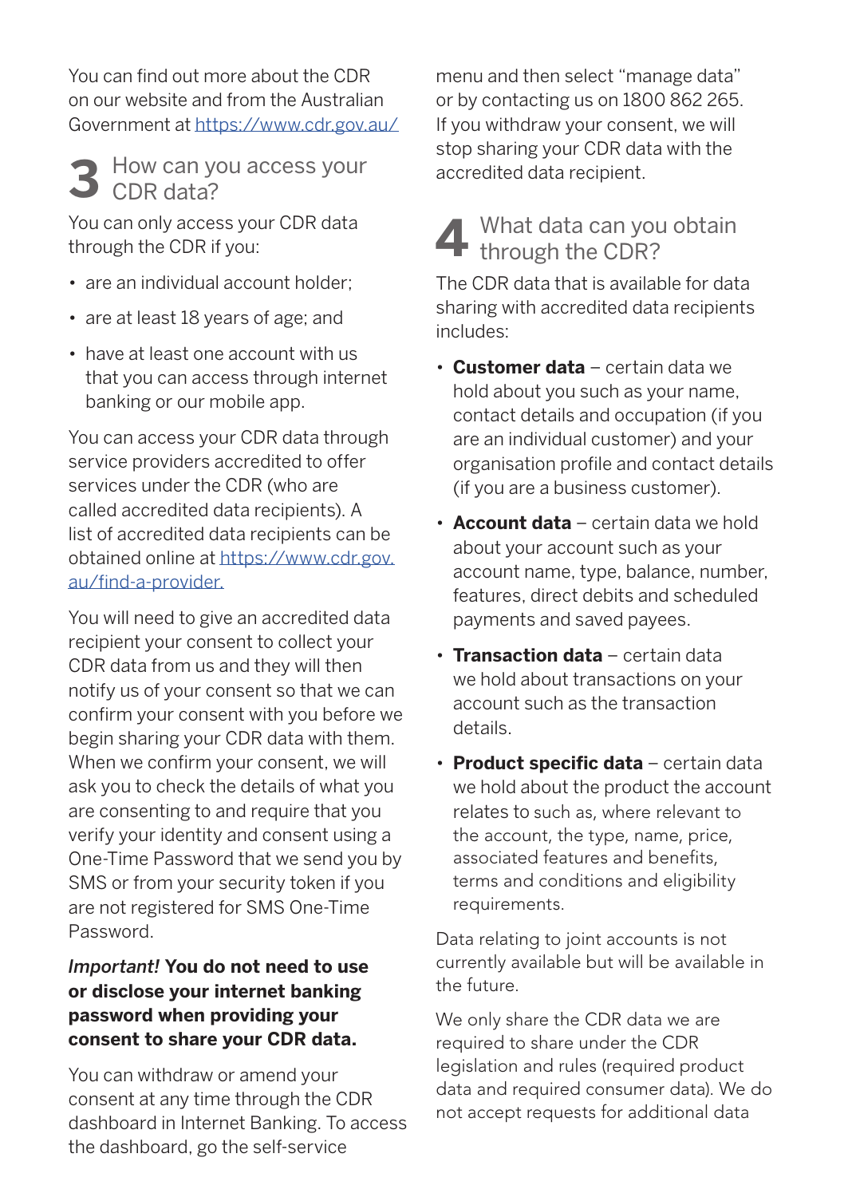You can find out more about the CDR on our website and from the Australian Government at https://www.cdr.gov.au/

## 3 How can you access your CDR data?

You can only access your CDR data through the CDR if you:

- are an individual account holder;
- are at least 18 years of age; and
- have at least one account with us that you can access through internet banking or our mobile app.

You can access your CDR data through service providers accredited to offer services under the CDR (who are called accredited data recipients). A list of accredited data recipients can be obtained online at https://www.cdr.gov.au/find-a-provider.

You will need to give an accredited data recipient your consent to collect your CDR data from us and they will then notify us of your consent so that we can confirm your consent with you before we begin sharing your CDR data with them. When we confirm your consent, we will ask you to check the details of what you are consenting to and require that you verify your identity and consent using a One-Time Password that we send you by SMS or from your security token if you are not registered for SMS One-Time Password.

*Important!* **You do not need to use or disclose your internet banking password when providing your consent to share your CDR data.**

You can withdraw or amend your consent at any time through the CDR dashboard in Internet Banking. To access the dashboard, go the self-service menu and then select "manage data" or by contacting us on 1800 862 265. If you withdraw your consent, we will stop sharing your CDR data with the accredited data recipient.

## 4 What data can you obtain through the CDR?

The CDR data that is available for data sharing with accredited data recipients includes:

- **Customer data** – certain data we hold about you such as your name, contact details and occupation (if you are an individual customer) and your organisation profile and contact details (if you are a business customer).
- **Account data** – certain data we hold about your account such as your account name, type, balance, number, features, direct debits and scheduled payments and saved payees.
- **Transaction data** – certain data we hold about transactions on your account such as the transaction details.
- **Product specific data** – certain data we hold about the product the account relates to such as, where relevant to the account, the type, name, price, associated features and benefits, terms and conditions and eligibility requirements.

Data relating to joint accounts is not currently available but will be available in the future.

We only share the CDR data we are required to share under the CDR legislation and rules (required product data and required consumer data). We do not accept requests for additional data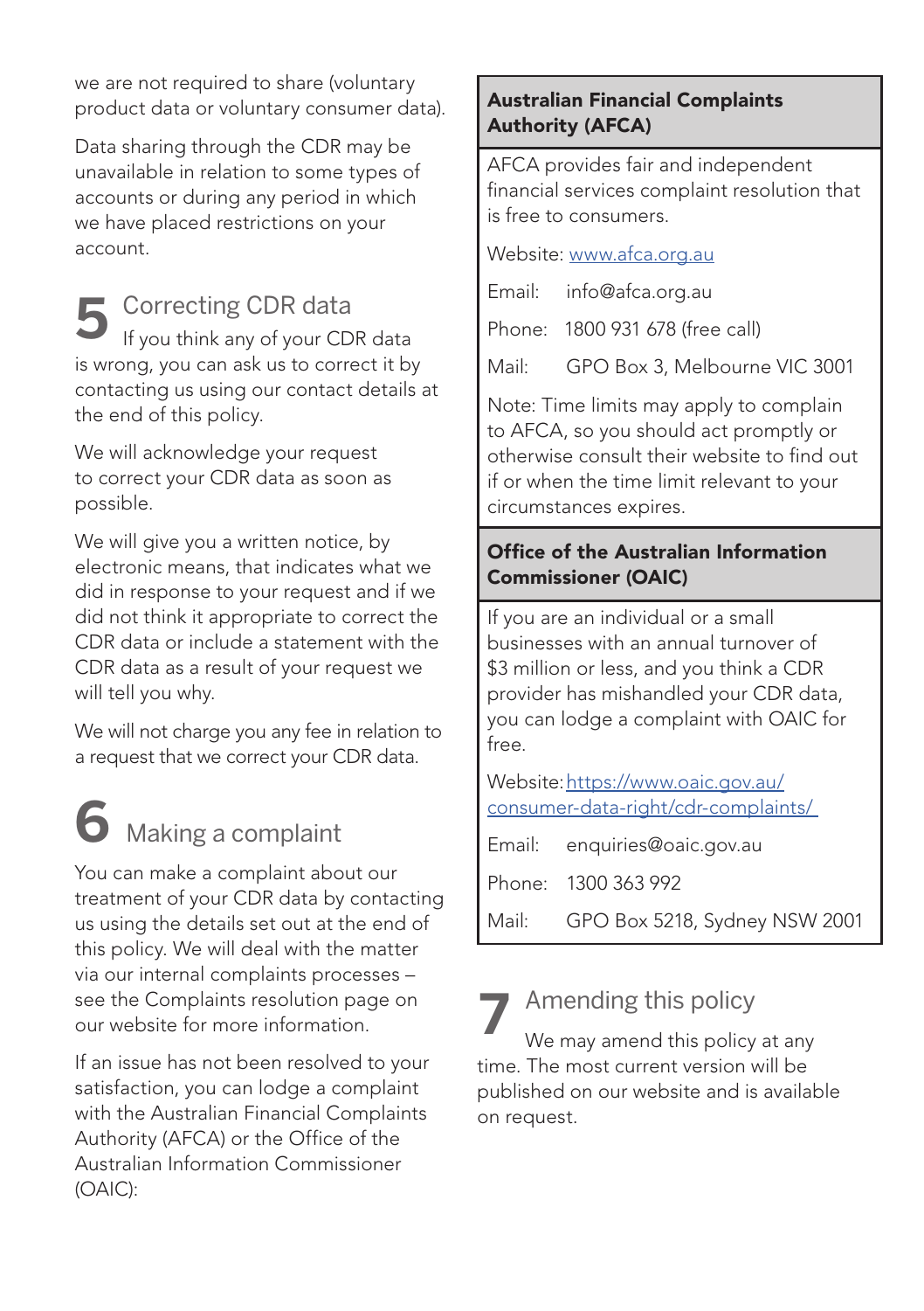we are not required to share (voluntary product data or voluntary consumer data).

Data sharing through the CDR may be unavailable in relation to some types of accounts or during any period in which we have placed restrictions on your account.

## 5 Correcting CDR data

If you think any of your CDR data is wrong, you can ask us to correct it by contacting us using our contact details at the end of this policy.

We will acknowledge your request to correct your CDR data as soon as possible.

We will give you a written notice, by electronic means, that indicates what we did in response to your request and if we did not think it appropriate to correct the CDR data or include a statement with the CDR data as a result of your request we will tell you why.

We will not charge you any fee in relation to a request that we correct your CDR data.

## 6 Making a complaint

You can make a complaint about our treatment of your CDR data by contacting us using the details set out at the end of this policy. We will deal with the matter via our internal complaints processes – see the Complaints resolution page on our website for more information.

If an issue has not been resolved to your satisfaction, you can lodge a complaint with the Australian Financial Complaints Authority (AFCA) or the Office of the Australian Information Commissioner (OAIC):

**Australian Financial Complaints Authority (AFCA)**

AFCA provides fair and independent financial services complaint resolution that is free to consumers.

Website: www.afca.org.au

Email: info@afca.org.au

Phone: 1800 931 678 (free call)

Mail: GPO Box 3, Melbourne VIC 3001

Note: Time limits may apply to complain to AFCA, so you should act promptly or otherwise consult their website to find out if or when the time limit relevant to your circumstances expires.

**Office of the Australian Information Commissioner (OAIC)**

If you are an individual or a small businesses with an annual turnover of $3 million or less, and you think a CDR provider has mishandled your CDR data, you can lodge a complaint with OAIC for free.

Website: https://www.oaic.gov.au/consumer-data-right/cdr-complaints/

Email: enquiries@oaic.gov.au

Phone: 1300 363 992

Mail: GPO Box 5218, Sydney NSW 2001

## 7 Amending this policy

We may amend this policy at any time. The most current version will be published on our website and is available on request.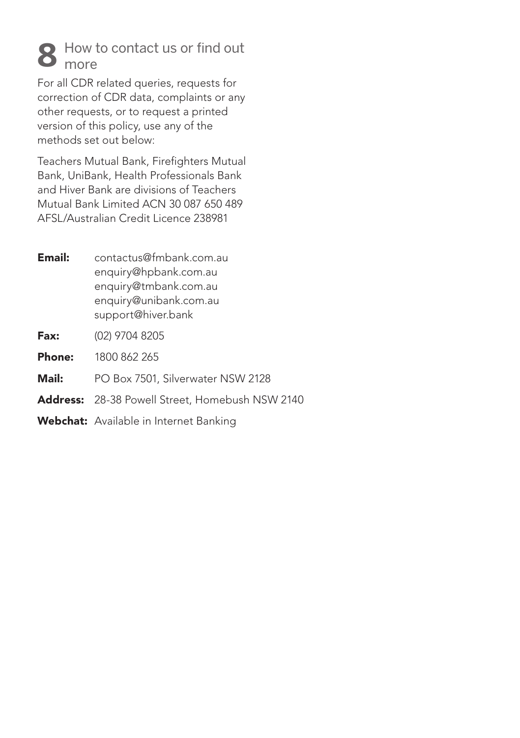## 8 How to contact us or find out more

For all CDR related queries, requests for correction of CDR data, complaints or any other requests, or to request a printed version of this policy, use any of the methods set out below:

Teachers Mutual Bank, Firefighters Mutual Bank, UniBank, Health Professionals Bank and Hiver Bank are divisions of Teachers Mutual Bank Limited ACN 30 087 650 489 AFSL/Australian Credit Licence 238981

**Email:** contactus@fmbank.com.au
enquiry@hpbank.com.au
enquiry@tmbank.com.au
enquiry@unibank.com.au
support@hiver.bank

**Fax:** (02) 9704 8205

**Phone:** 1800 862 265

**Mail:** PO Box 7501, Silverwater NSW 2128

**Address:** 28-38 Powell Street, Homebush NSW 2140

**Webchat:** Available in Internet Banking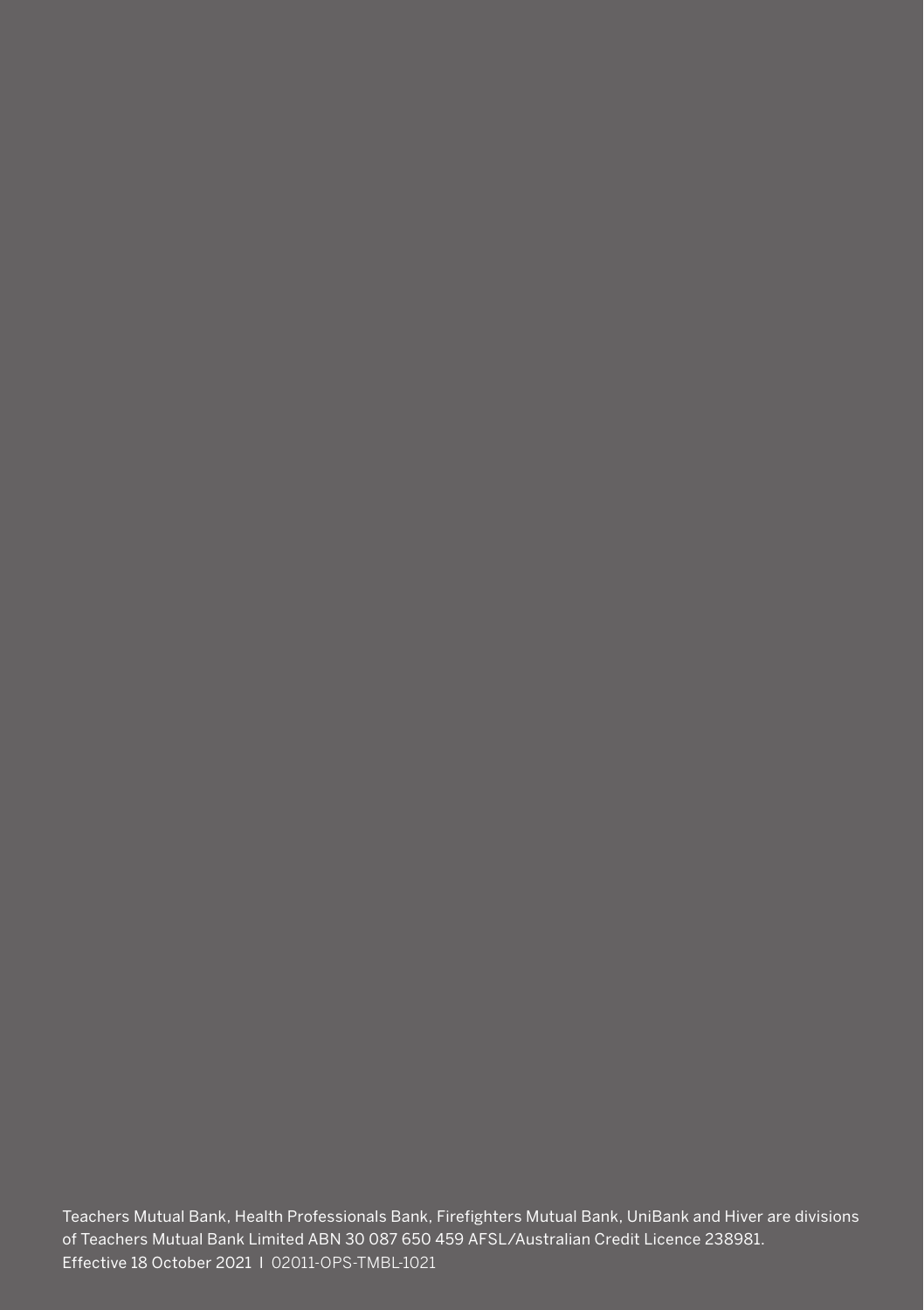Teachers Mutual Bank, Health Professionals Bank, Firefighters Mutual Bank, UniBank and Hiver are divisions of Teachers Mutual Bank Limited ABN 30 087 650 459 AFSL/Australian Credit Licence 238981.
Effective 18 October 2021 I 02011-OPS-TMBL-1021